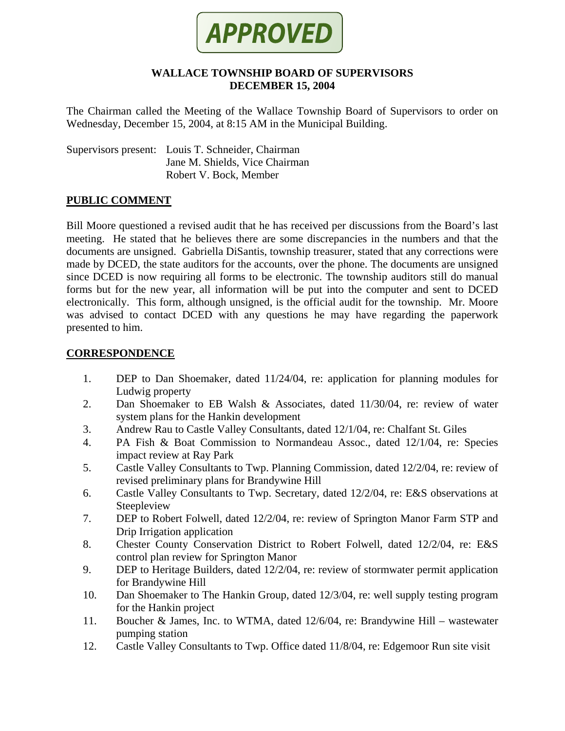**APPROVED**

# WALLACE TOWNSHIP BOARD OF SUPERVISORS
## DECEMBER 15, 2004

The Chairman called the Meeting of the Wallace Township Board of Supervisors to order on Wednesday, December 15, 2004, at 8:15 AM in the Municipal Building.

Supervisors present: Louis T. Schneider, Chairman
Jane M. Shields, Vice Chairman
Robert V. Bock, Member

## PUBLIC COMMENT

Bill Moore questioned a revised audit that he has received per discussions from the Board's last meeting. He stated that he believes there are some discrepancies in the numbers and that the documents are unsigned. Gabriella DiSantis, township treasurer, stated that any corrections were made by DCED, the state auditors for the accounts, over the phone. The documents are unsigned since DCED is now requiring all forms to be electronic. The township auditors still do manual forms but for the new year, all information will be put into the computer and sent to DCED electronically. This form, although unsigned, is the official audit for the township. Mr. Moore was advised to contact DCED with any questions he may have regarding the paperwork presented to him.

## CORRESPONDENCE

1. DEP to Dan Shoemaker, dated 11/24/04, re: application for planning modules for Ludwig property
2. Dan Shoemaker to EB Walsh & Associates, dated 11/30/04, re: review of water system plans for the Hankin development
3. Andrew Rau to Castle Valley Consultants, dated 12/1/04, re: Chalfant St. Giles
4. PA Fish & Boat Commission to Normandeau Assoc., dated 12/1/04, re: Species impact review at Ray Park
5. Castle Valley Consultants to Twp. Planning Commission, dated 12/2/04, re: review of revised preliminary plans for Brandywine Hill
6. Castle Valley Consultants to Twp. Secretary, dated 12/2/04, re: E&S observations at Steepleview
7. DEP to Robert Folwell, dated 12/2/04, re: review of Springton Manor Farm STP and Drip Irrigation application
8. Chester County Conservation District to Robert Folwell, dated 12/2/04, re: E&S control plan review for Springton Manor
9. DEP to Heritage Builders, dated 12/2/04, re: review of stormwater permit application for Brandywine Hill
10. Dan Shoemaker to The Hankin Group, dated 12/3/04, re: well supply testing program for the Hankin project
11. Boucher & James, Inc. to WTMA, dated 12/6/04, re: Brandywine Hill – wastewater pumping station
12. Castle Valley Consultants to Twp. Office dated 11/8/04, re: Edgemoor Run site visit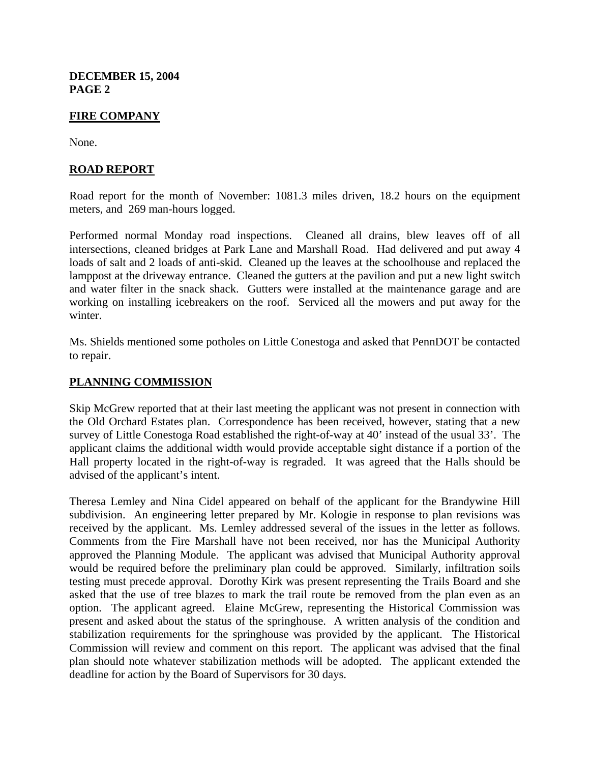## FIRE COMPANY

None.

## ROAD REPORT

Road report for the month of November: 1081.3 miles driven, 18.2 hours on the equipment meters, and 269 man-hours logged.

Performed normal Monday road inspections. Cleaned all drains, blew leaves off of all intersections, cleaned bridges at Park Lane and Marshall Road. Had delivered and put away 4 loads of salt and 2 loads of anti-skid. Cleaned up the leaves at the schoolhouse and replaced the lamppost at the driveway entrance. Cleaned the gutters at the pavilion and put a new light switch and water filter in the snack shack. Gutters were installed at the maintenance garage and are working on installing icebreakers on the roof. Serviced all the mowers and put away for the winter.

Ms. Shields mentioned some potholes on Little Conestoga and asked that PennDOT be contacted to repair.

## PLANNING COMMISSION

Skip McGrew reported that at their last meeting the applicant was not present in connection with the Old Orchard Estates plan. Correspondence has been received, however, stating that a new survey of Little Conestoga Road established the right-of-way at 40' instead of the usual 33'. The applicant claims the additional width would provide acceptable sight distance if a portion of the Hall property located in the right-of-way is regraded. It was agreed that the Halls should be advised of the applicant's intent.

Theresa Lemley and Nina Cidel appeared on behalf of the applicant for the Brandywine Hill subdivision. An engineering letter prepared by Mr. Kologie in response to plan revisions was received by the applicant. Ms. Lemley addressed several of the issues in the letter as follows. Comments from the Fire Marshall have not been received, nor has the Municipal Authority approved the Planning Module. The applicant was advised that Municipal Authority approval would be required before the preliminary plan could be approved. Similarly, infiltration soils testing must precede approval. Dorothy Kirk was present representing the Trails Board and she asked that the use of tree blazes to mark the trail route be removed from the plan even as an option. The applicant agreed. Elaine McGrew, representing the Historical Commission was present and asked about the status of the springhouse. A written analysis of the condition and stabilization requirements for the springhouse was provided by the applicant. The Historical Commission will review and comment on this report. The applicant was advised that the final plan should note whatever stabilization methods will be adopted. The applicant extended the deadline for action by the Board of Supervisors for 30 days.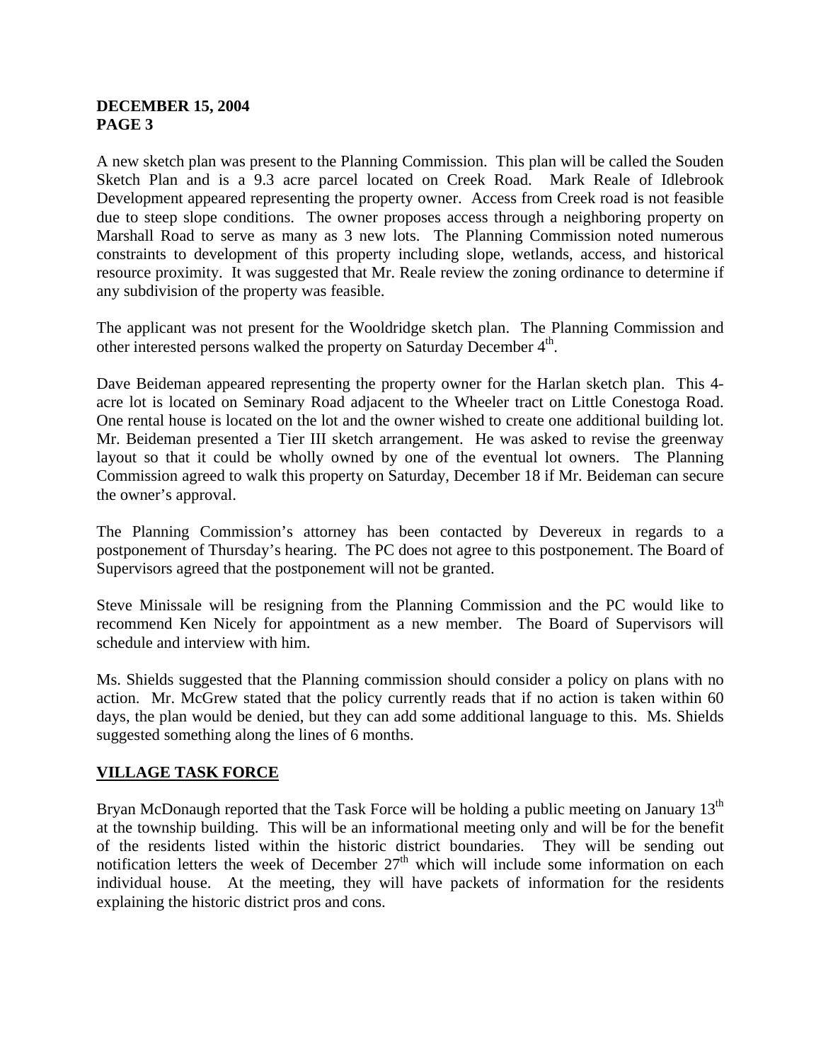A new sketch plan was present to the Planning Commission. This plan will be called the Souden Sketch Plan and is a 9.3 acre parcel located on Creek Road. Mark Reale of Idlebrook Development appeared representing the property owner. Access from Creek road is not feasible due to steep slope conditions. The owner proposes access through a neighboring property on Marshall Road to serve as many as 3 new lots. The Planning Commission noted numerous constraints to development of this property including slope, wetlands, access, and historical resource proximity. It was suggested that Mr. Reale review the zoning ordinance to determine if any subdivision of the property was feasible.

The applicant was not present for the Wooldridge sketch plan. The Planning Commission and other interested persons walked the property on Saturday December 4th.

Dave Beideman appeared representing the property owner for the Harlan sketch plan. This 4-acre lot is located on Seminary Road adjacent to the Wheeler tract on Little Conestoga Road. One rental house is located on the lot and the owner wished to create one additional building lot. Mr. Beideman presented a Tier III sketch arrangement. He was asked to revise the greenway layout so that it could be wholly owned by one of the eventual lot owners. The Planning Commission agreed to walk this property on Saturday, December 18 if Mr. Beideman can secure the owner's approval.

The Planning Commission's attorney has been contacted by Devereux in regards to a postponement of Thursday's hearing. The PC does not agree to this postponement. The Board of Supervisors agreed that the postponement will not be granted.

Steve Minissale will be resigning from the Planning Commission and the PC would like to recommend Ken Nicely for appointment as a new member. The Board of Supervisors will schedule and interview with him.

Ms. Shields suggested that the Planning commission should consider a policy on plans with no action. Mr. McGrew stated that the policy currently reads that if no action is taken within 60 days, the plan would be denied, but they can add some additional language to this. Ms. Shields suggested something along the lines of 6 months.

## VILLAGE TASK FORCE

Bryan McDonaugh reported that the Task Force will be holding a public meeting on January 13th at the township building. This will be an informational meeting only and will be for the benefit of the residents listed within the historic district boundaries. They will be sending out notification letters the week of December 27th which will include some information on each individual house. At the meeting, they will have packets of information for the residents explaining the historic district pros and cons.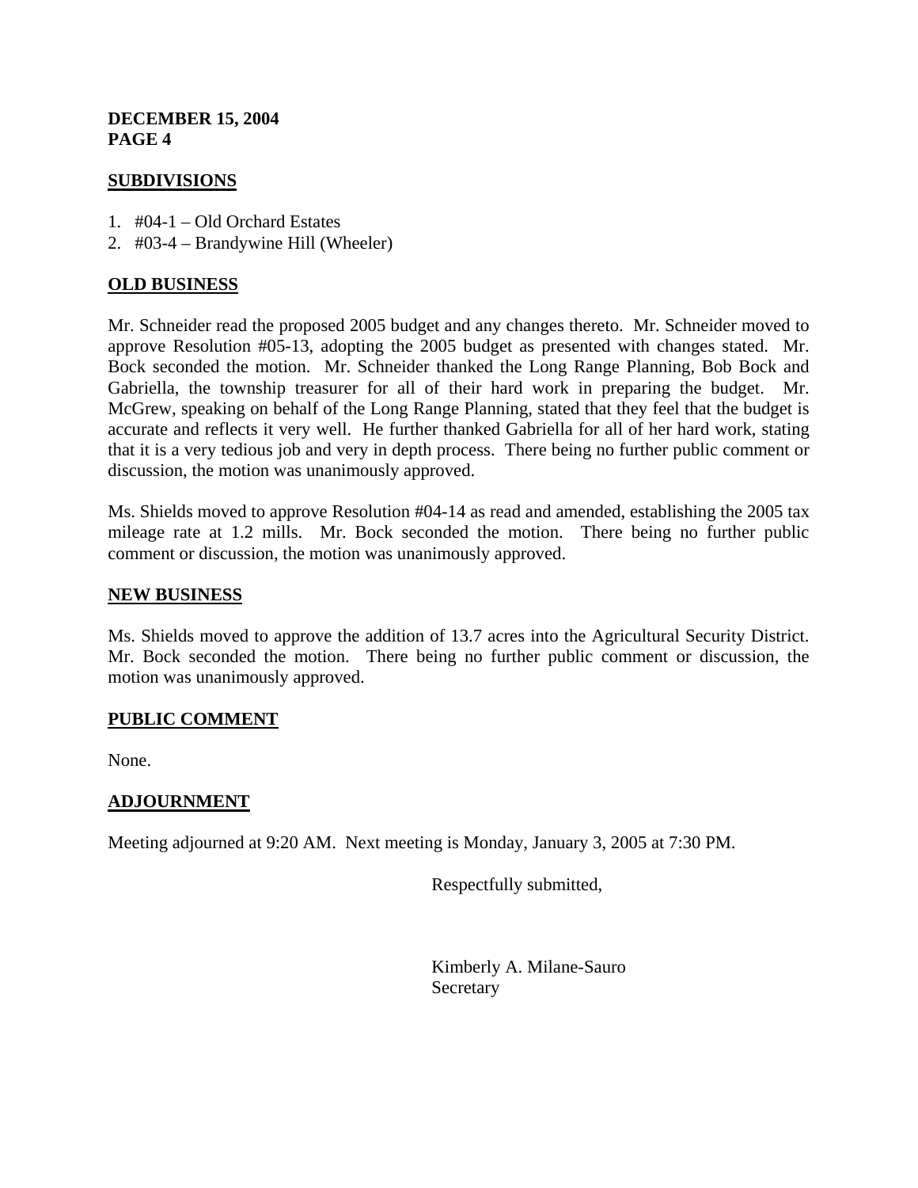## SUBDIVISIONS

1. #04-1 – Old Orchard Estates
2. #03-4 – Brandywine Hill (Wheeler)

## OLD BUSINESS

Mr. Schneider read the proposed 2005 budget and any changes thereto. Mr. Schneider moved to approve Resolution #05-13, adopting the 2005 budget as presented with changes stated. Mr. Bock seconded the motion. Mr. Schneider thanked the Long Range Planning, Bob Bock and Gabriella, the township treasurer for all of their hard work in preparing the budget. Mr. McGrew, speaking on behalf of the Long Range Planning, stated that they feel that the budget is accurate and reflects it very well. He further thanked Gabriella for all of her hard work, stating that it is a very tedious job and very in depth process. There being no further public comment or discussion, the motion was unanimously approved.

Ms. Shields moved to approve Resolution #04-14 as read and amended, establishing the 2005 tax mileage rate at 1.2 mills. Mr. Bock seconded the motion. There being no further public comment or discussion, the motion was unanimously approved.

## NEW BUSINESS

Ms. Shields moved to approve the addition of 13.7 acres into the Agricultural Security District. Mr. Bock seconded the motion. There being no further public comment or discussion, the motion was unanimously approved.

## PUBLIC COMMENT

None.

## ADJOURNMENT

Meeting adjourned at 9:20 AM. Next meeting is Monday, January 3, 2005 at 7:30 PM.

Respectfully submitted,

Kimberly A. Milane-Sauro
Secretary